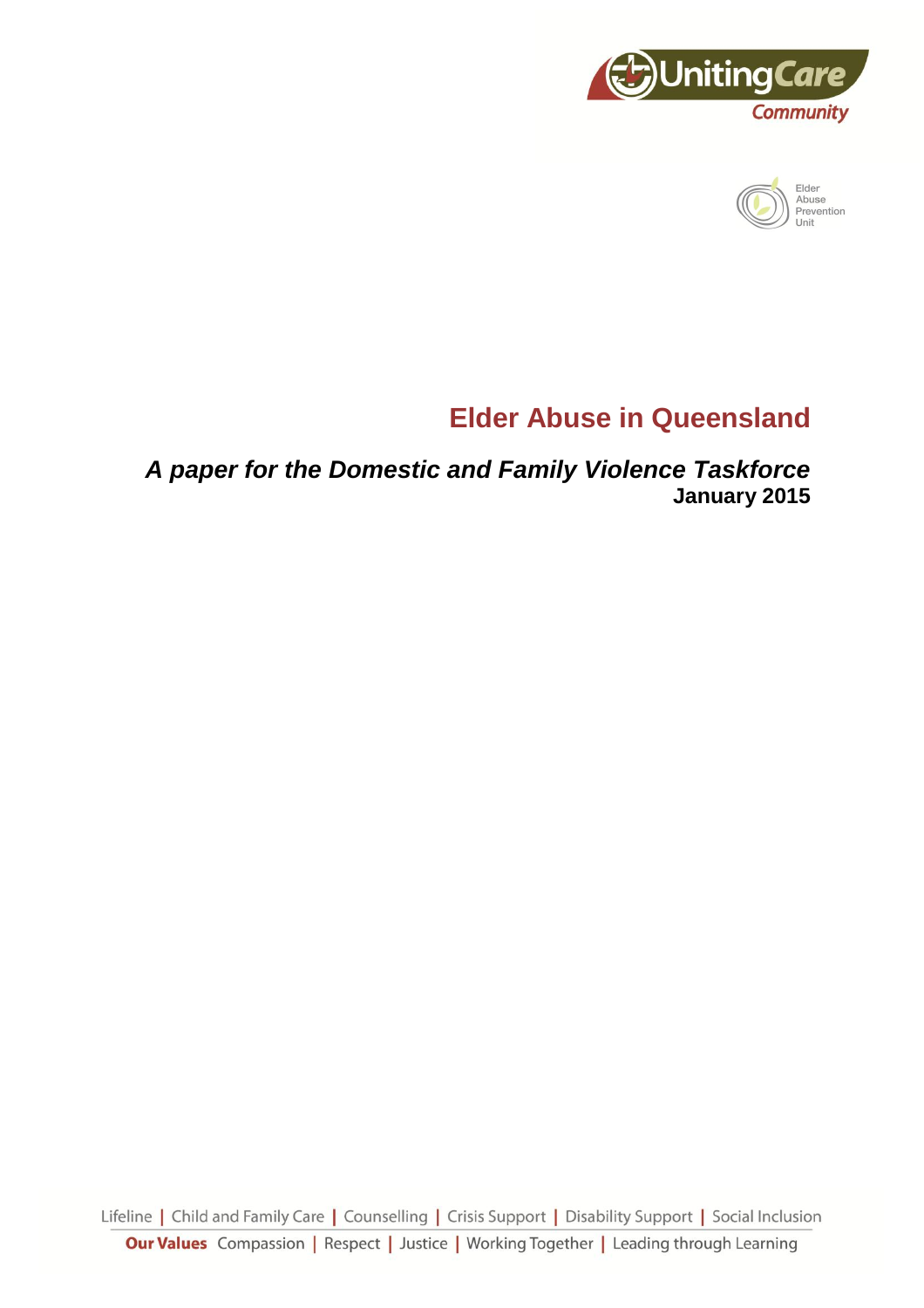UnitingCare Community

Elder Abuse Prevention Unit

# Elder Abuse in Queensland

## *A paper for the Domestic and Family Violence Taskforce*

**January 2015**

Lifeline | Child and Family Care | Counselling | Crisis Support | Disability Support | Social Inclusion

**Our Values** Compassion | Respect | Justice | Working Together | Leading through Learning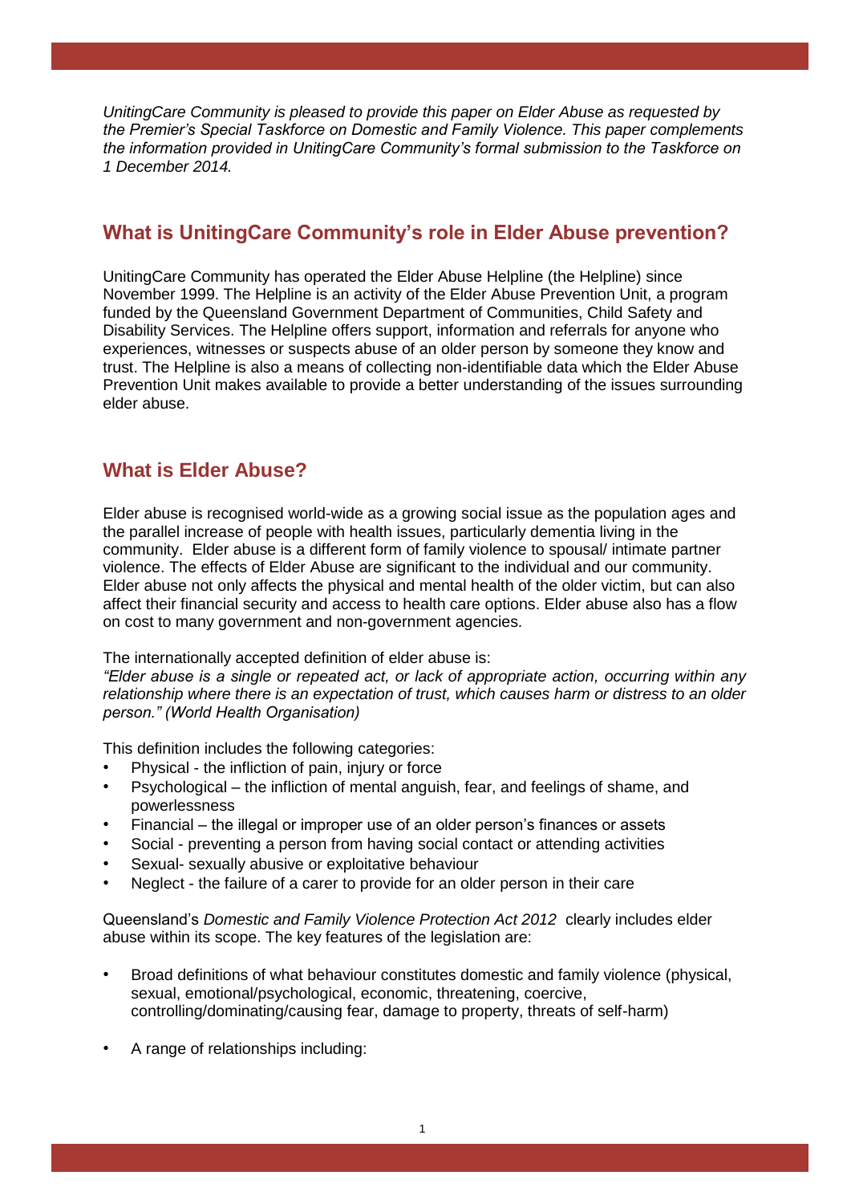*UnitingCare Community is pleased to provide this paper on Elder Abuse as requested by the Premier's Special Taskforce on Domestic and Family Violence. This paper complements the information provided in UnitingCare Community's formal submission to the Taskforce on 1 December 2014.*

## What is UnitingCare Community's role in Elder Abuse prevention?

UnitingCare Community has operated the Elder Abuse Helpline (the Helpline) since November 1999. The Helpline is an activity of the Elder Abuse Prevention Unit, a program funded by the Queensland Government Department of Communities, Child Safety and Disability Services. The Helpline offers support, information and referrals for anyone who experiences, witnesses or suspects abuse of an older person by someone they know and trust. The Helpline is also a means of collecting non-identifiable data which the Elder Abuse Prevention Unit makes available to provide a better understanding of the issues surrounding elder abuse.

## What is Elder Abuse?

Elder abuse is recognised world-wide as a growing social issue as the population ages and the parallel increase of people with health issues, particularly dementia living in the community. Elder abuse is a different form of family violence to spousal/ intimate partner violence. The effects of Elder Abuse are significant to the individual and our community. Elder abuse not only affects the physical and mental health of the older victim, but can also affect their financial security and access to health care options. Elder abuse also has a flow on cost to many government and non-government agencies.

The internationally accepted definition of elder abuse is:
*"Elder abuse is a single or repeated act, or lack of appropriate action, occurring within any relationship where there is an expectation of trust, which causes harm or distress to an older person." (World Health Organisation)*

This definition includes the following categories:

- Physical - the infliction of pain, injury or force
- Psychological – the infliction of mental anguish, fear, and feelings of shame, and powerlessness
- Financial – the illegal or improper use of an older person's finances or assets
- Social - preventing a person from having social contact or attending activities
- Sexual- sexually abusive or exploitative behaviour
- Neglect - the failure of a carer to provide for an older person in their care

Queensland's *Domestic and Family Violence Protection Act 2012* clearly includes elder abuse within its scope. The key features of the legislation are:

- Broad definitions of what behaviour constitutes domestic and family violence (physical, sexual, emotional/psychological, economic, threatening, coercive, controlling/dominating/causing fear, damage to property, threats of self-harm)
- A range of relationships including: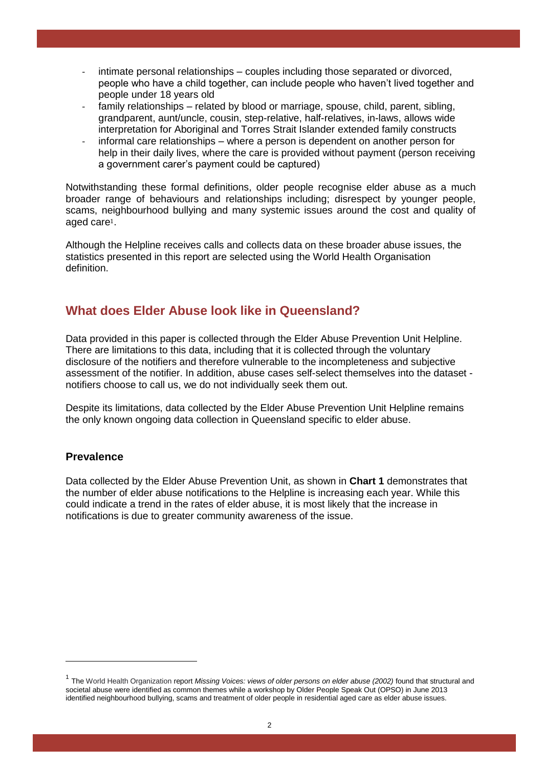- intimate personal relationships – couples including those separated or divorced, people who have a child together, can include people who haven't lived together and people under 18 years old
- family relationships – related by blood or marriage, spouse, child, parent, sibling, grandparent, aunt/uncle, cousin, step-relative, half-relatives, in-laws, allows wide interpretation for Aboriginal and Torres Strait Islander extended family constructs
- informal care relationships – where a person is dependent on another person for help in their daily lives, where the care is provided without payment (person receiving a government carer's payment could be captured)

Notwithstanding these formal definitions, older people recognise elder abuse as a much broader range of behaviours and relationships including; disrespect by younger people, scams, neighbourhood bullying and many systemic issues around the cost and quality of aged care[1].

Although the Helpline receives calls and collects data on these broader abuse issues, the statistics presented in this report are selected using the World Health Organisation definition.

## What does Elder Abuse look like in Queensland?

Data provided in this paper is collected through the Elder Abuse Prevention Unit Helpline. There are limitations to this data, including that it is collected through the voluntary disclosure of the notifiers and therefore vulnerable to the incompleteness and subjective assessment of the notifier. In addition, abuse cases self-select themselves into the dataset - notifiers choose to call us, we do not individually seek them out.

Despite its limitations, data collected by the Elder Abuse Prevention Unit Helpline remains the only known ongoing data collection in Queensland specific to elder abuse.

### Prevalence

Data collected by the Elder Abuse Prevention Unit, as shown in **Chart 1** demonstrates that the number of elder abuse notifications to the Helpline is increasing each year. While this could indicate a trend in the rates of elder abuse, it is most likely that the increase in notifications is due to greater community awareness of the issue.

---

[1] The World Health Organization report *Missing Voices: views of older persons on elder abuse (2002)* found that structural and societal abuse were identified as common themes while a workshop by Older People Speak Out (OPSO) in June 2013 identified neighbourhood bullying, scams and treatment of older people in residential aged care as elder abuse issues.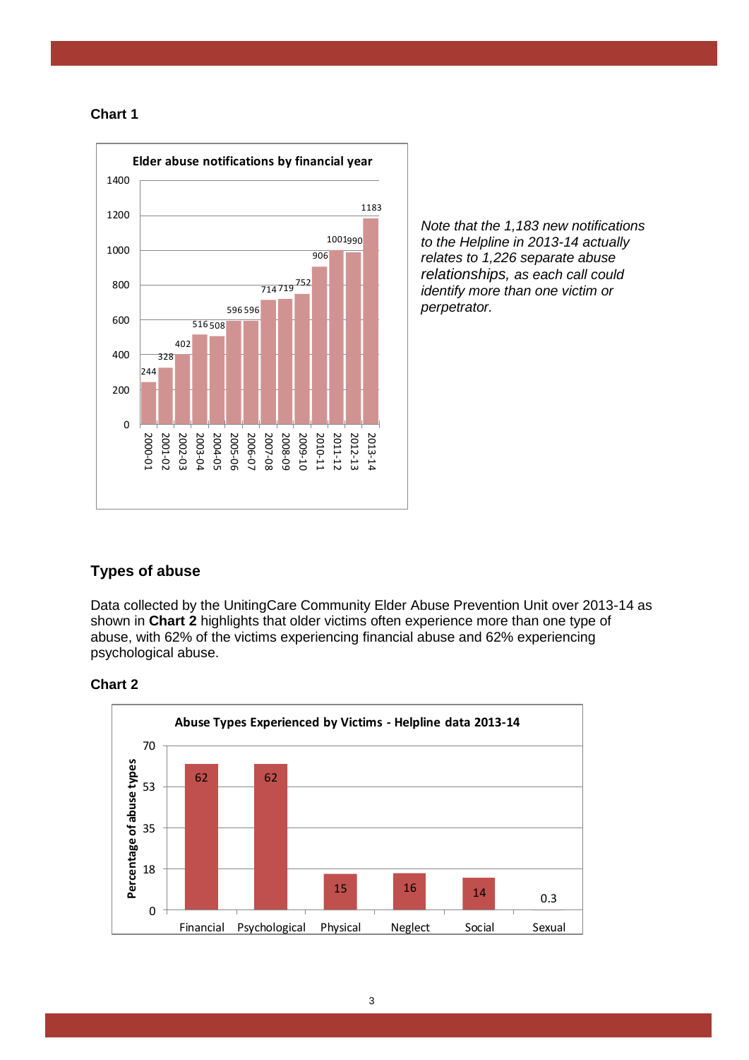**Chart 1**

**Elder abuse notifications by financial year**

| Financial year | Notifications |
|---|---|
| 2000-01 | 244 |
| 2001-02 | 328 |
| 2002-03 | 402 |
| 2003-04 | 516 |
| 2004-05 | 508 |
| 2005-06 | 596 |
| 2006-07 | 596 |
| 2007-08 | 714 |
| 2008-09 | 719 |
| 2009-10 | 752 |
| 2010-11 | 906 |
| 2011-12 | 1001 |
| 2012-13 | 990 |
| 2013-14 | 1183 |

*Note that the 1,183 new notifications to the Helpline in 2013-14 actually relates to 1,226 separate abuse relationships, as each call could identify more than one victim or perpetrator.*

## Types of abuse

Data collected by the UnitingCare Community Elder Abuse Prevention Unit over 2013-14 as shown in **Chart 2** highlights that older victims often experience more than one type of abuse, with 62% of the victims experiencing financial abuse and 62% experiencing psychological abuse.

**Chart 2**

**Abuse Types Experienced by Victims - Helpline data 2013-14**

| Abuse type | Percentage of abuse types |
|---|---|
| Financial | 62 |
| Psychological | 62 |
| Physical | 15 |
| Neglect | 16 |
| Social | 14 |
| Sexual | 0.3 |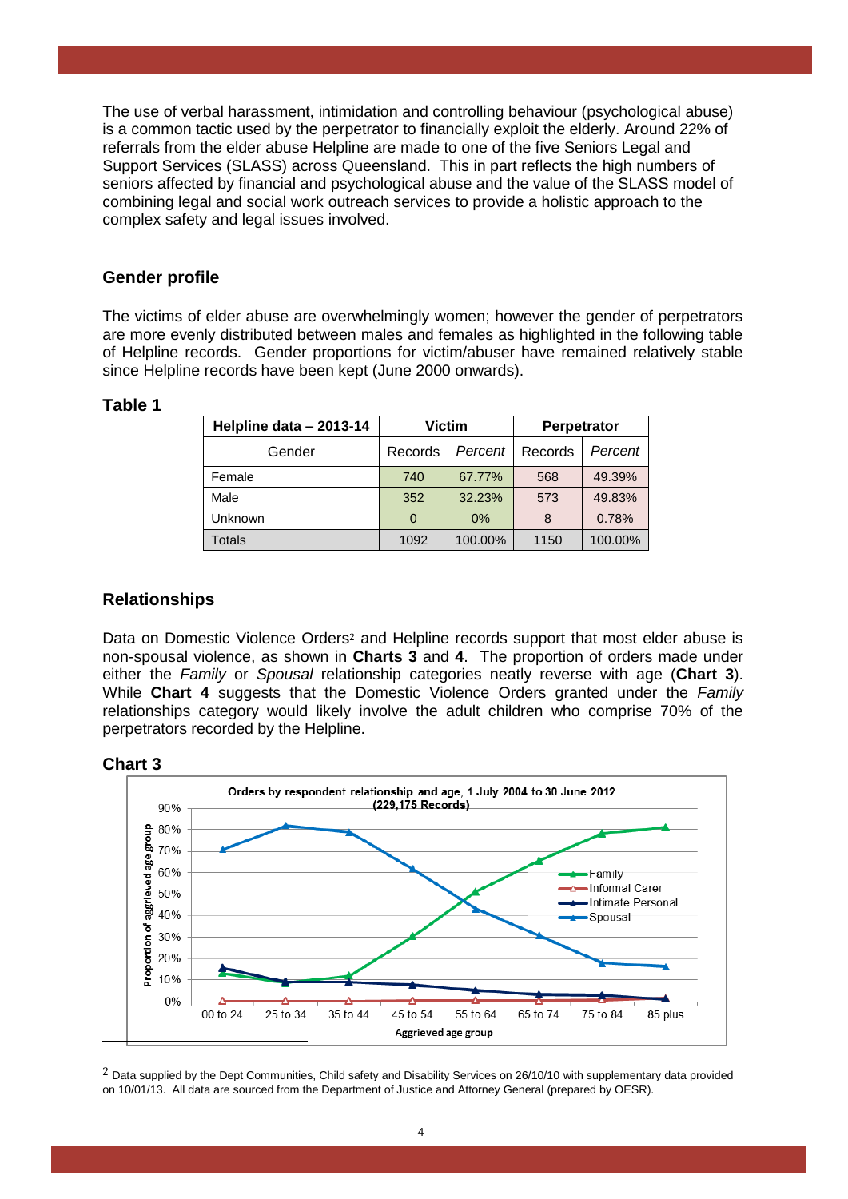The use of verbal harassment, intimidation and controlling behaviour (psychological abuse) is a common tactic used by the perpetrator to financially exploit the elderly. Around 22% of referrals from the elder abuse Helpline are made to one of the five Seniors Legal and Support Services (SLASS) across Queensland. This in part reflects the high numbers of seniors affected by financial and psychological abuse and the value of the SLASS model of combining legal and social work outreach services to provide a holistic approach to the complex safety and legal issues involved.

## Gender profile

The victims of elder abuse are overwhelmingly women; however the gender of perpetrators are more evenly distributed between males and females as highlighted in the following table of Helpline records. Gender proportions for victim/abuser have remained relatively stable since Helpline records have been kept (June 2000 onwards).

### Table 1

| Helpline data – 2013-14 | Victim | | Perpetrator | |
|---|---|---|---|---|
| Gender | Records | *Percent* | Records | *Percent* |
| Female | 740 | 67.77% | 568 | 49.39% |
| Male | 352 | 32.23% | 573 | 49.83% |
| Unknown | 0 | 0% | 8 | 0.78% |
| Totals | 1092 | 100.00% | 1150 | 100.00% |

## Relationships

Data on Domestic Violence Orders[2] and Helpline records support that most elder abuse is non-spousal violence, as shown in **Charts 3** and **4**. The proportion of orders made under either the *Family* or *Spousal* relationship categories neatly reverse with age (**Chart 3**). While **Chart 4** suggests that the Domestic Violence Orders granted under the *Family* relationships category would likely involve the adult children who comprise 70% of the perpetrators recorded by the Helpline.

### Chart 3

Orders by respondent relationship and age, 1 July 2004 to 30 June 2012 (229,175 Records)

[2] Data supplied by the Dept Communities, Child safety and Disability Services on 26/10/10 with supplementary data provided on 10/01/13. All data are sourced from the Department of Justice and Attorney General (prepared by OESR).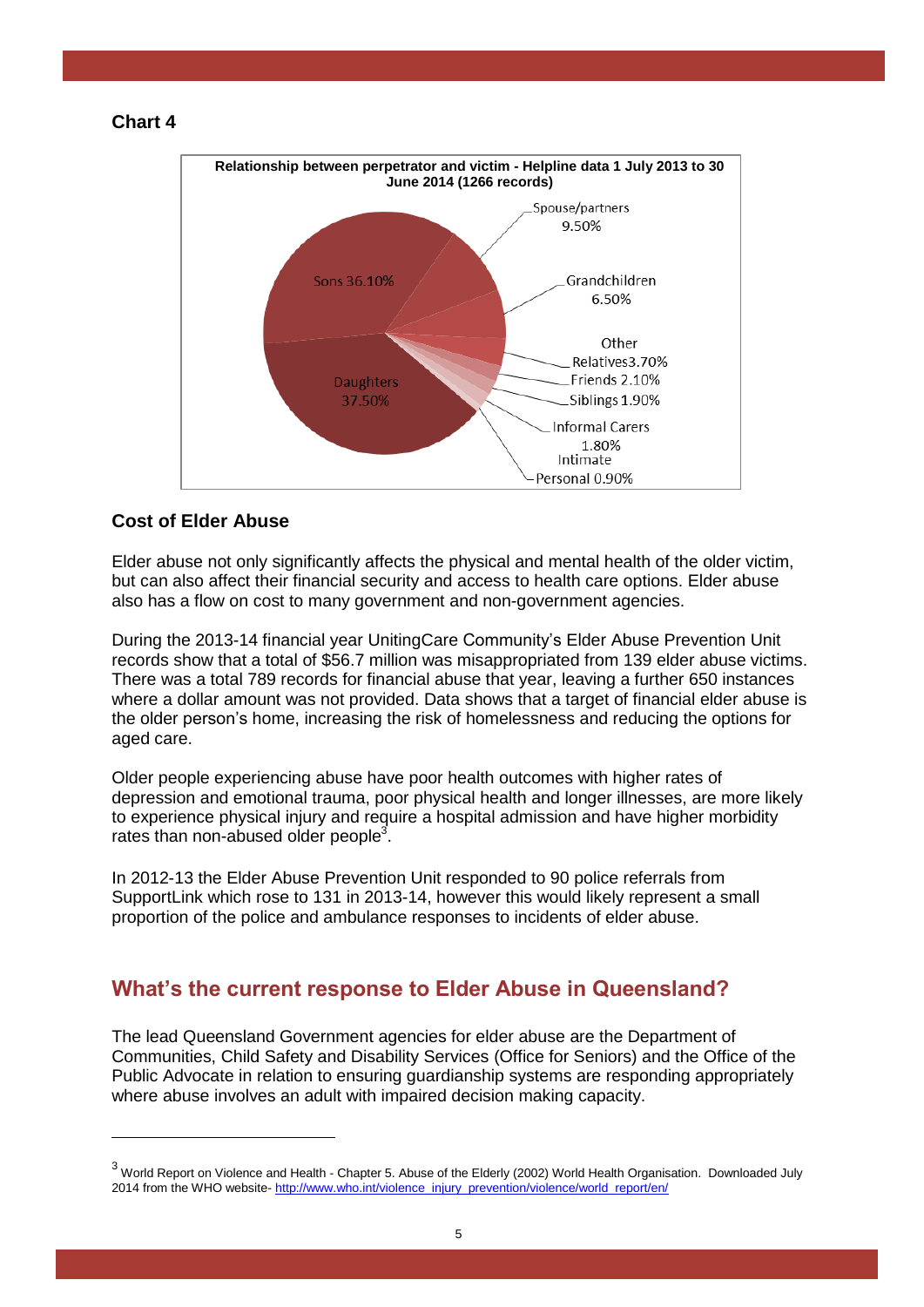**Chart 4**

**Relationship between perpetrator and victim - Helpline data 1 July 2013 to 30 June 2014 (1266 records)**

| Relationship | Percentage |
| --- | --- |
| Daughters | 37.50% |
| Sons | 36.10% |
| Spouse/partners | 9.50% |
| Grandchildren | 6.50% |
| Other Relatives | 3.70% |
| Friends | 2.10% |
| Siblings | 1.90% |
| Informal Carers | 1.80% |
| Intimate Personal | 0.90% |

### Cost of Elder Abuse

Elder abuse not only significantly affects the physical and mental health of the older victim, but can also affect their financial security and access to health care options. Elder abuse also has a flow on cost to many government and non-government agencies.

During the 2013-14 financial year UnitingCare Community's Elder Abuse Prevention Unit records show that a total of $56.7 million was misappropriated from 139 elder abuse victims. There was a total 789 records for financial abuse that year, leaving a further 650 instances where a dollar amount was not provided. Data shows that a target of financial elder abuse is the older person's home, increasing the risk of homelessness and reducing the options for aged care.

Older people experiencing abuse have poor health outcomes with higher rates of depression and emotional trauma, poor physical health and longer illnesses, are more likely to experience physical injury and require a hospital admission and have higher morbidity rates than non-abused older people[3].

In 2012-13 the Elder Abuse Prevention Unit responded to 90 police referrals from SupportLink which rose to 131 in 2013-14, however this would likely represent a small proportion of the police and ambulance responses to incidents of elder abuse.

## What's the current response to Elder Abuse in Queensland?

The lead Queensland Government agencies for elder abuse are the Department of Communities, Child Safety and Disability Services (Office for Seniors) and the Office of the Public Advocate in relation to ensuring guardianship systems are responding appropriately where abuse involves an adult with impaired decision making capacity.

---

[3] World Report on Violence and Health - Chapter 5. Abuse of the Elderly (2002) World Health Organisation. Downloaded July 2014 from the WHO website- http://www.who.int/violence_injury_prevention/violence/world_report/en/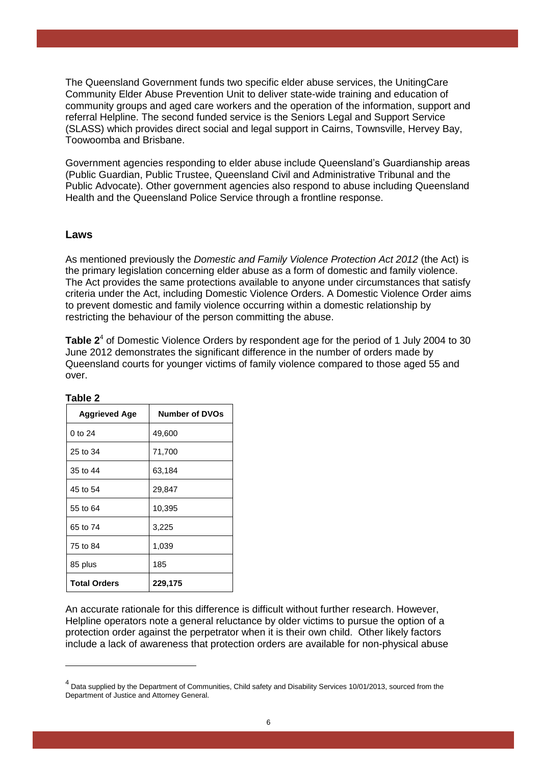The Queensland Government funds two specific elder abuse services, the UnitingCare Community Elder Abuse Prevention Unit to deliver state-wide training and education of community groups and aged care workers and the operation of the information, support and referral Helpline. The second funded service is the Seniors Legal and Support Service (SLASS) which provides direct social and legal support in Cairns, Townsville, Hervey Bay, Toowoomba and Brisbane.

Government agencies responding to elder abuse include Queensland's Guardianship areas (Public Guardian, Public Trustee, Queensland Civil and Administrative Tribunal and the Public Advocate). Other government agencies also respond to abuse including Queensland Health and the Queensland Police Service through a frontline response.

## Laws

As mentioned previously the *Domestic and Family Violence Protection Act 2012* (the Act) is the primary legislation concerning elder abuse as a form of domestic and family violence. The Act provides the same protections available to anyone under circumstances that satisfy criteria under the Act, including Domestic Violence Orders. A Domestic Violence Order aims to prevent domestic and family violence occurring within a domestic relationship by restricting the behaviour of the person committing the abuse.

**Table 2**[4] of Domestic Violence Orders by respondent age for the period of 1 July 2004 to 30 June 2012 demonstrates the significant difference in the number of orders made by Queensland courts for younger victims of family violence compared to those aged 55 and over.

**Table 2**

| Aggrieved Age | Number of DVOs |
|---|---|
| 0 to 24 | 49,600 |
| 25 to 34 | 71,700 |
| 35 to 44 | 63,184 |
| 45 to 54 | 29,847 |
| 55 to 64 | 10,395 |
| 65 to 74 | 3,225 |
| 75 to 84 | 1,039 |
| 85 plus | 185 |
| **Total Orders** | **229,175** |

An accurate rationale for this difference is difficult without further research. However, Helpline operators note a general reluctance by older victims to pursue the option of a protection order against the perpetrator when it is their own child. Other likely factors include a lack of awareness that protection orders are available for non-physical abuse

[4] Data supplied by the Department of Communities, Child safety and Disability Services 10/01/2013, sourced from the Department of Justice and Attorney General.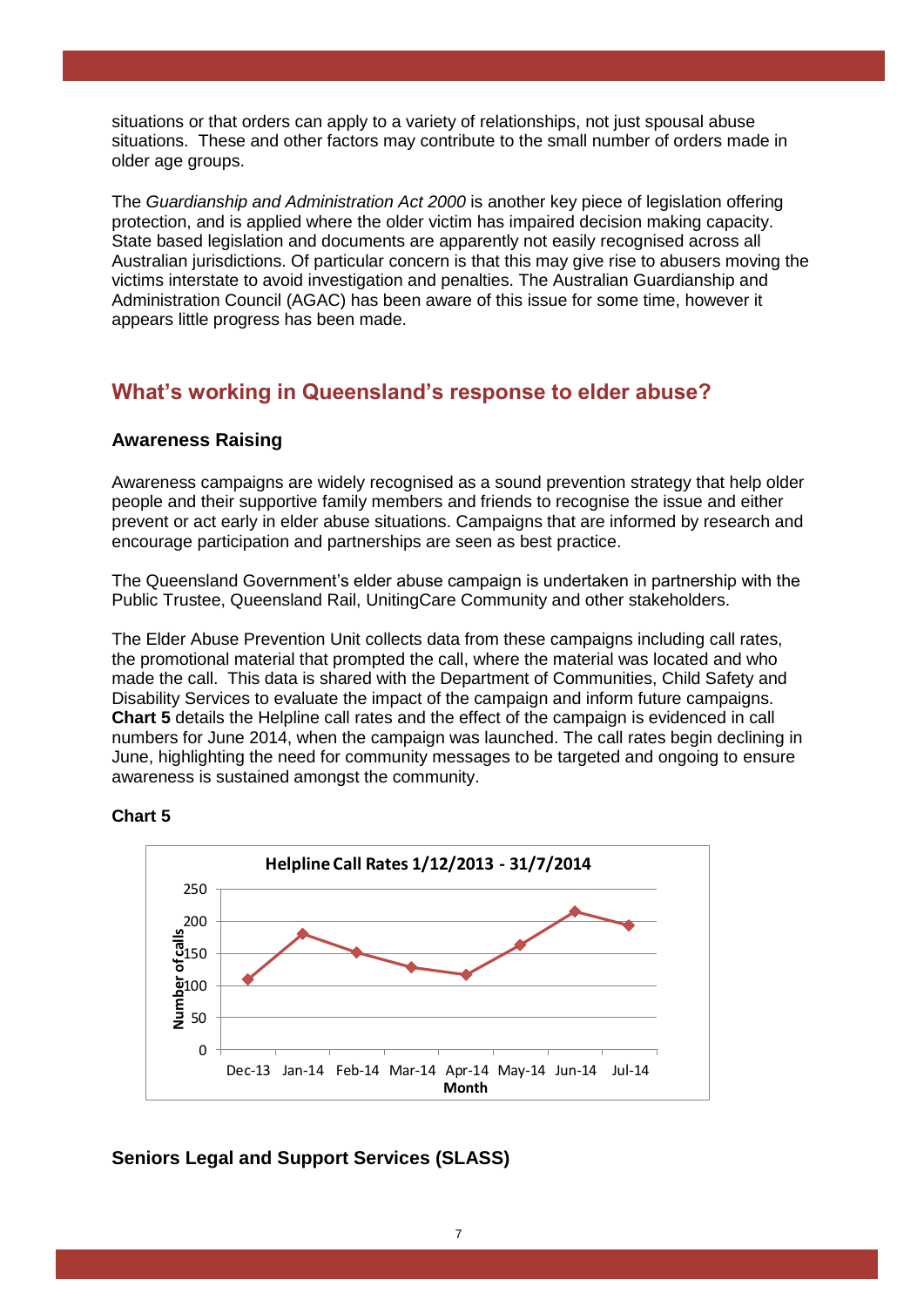situations or that orders can apply to a variety of relationships, not just spousal abuse situations. These and other factors may contribute to the small number of orders made in older age groups.

The *Guardianship and Administration Act 2000* is another key piece of legislation offering protection, and is applied where the older victim has impaired decision making capacity. State based legislation and documents are apparently not easily recognised across all Australian jurisdictions. Of particular concern is that this may give rise to abusers moving the victims interstate to avoid investigation and penalties. The Australian Guardianship and Administration Council (AGAC) has been aware of this issue for some time, however it appears little progress has been made.

## What's working in Queensland's response to elder abuse?

### Awareness Raising

Awareness campaigns are widely recognised as a sound prevention strategy that help older people and their supportive family members and friends to recognise the issue and either prevent or act early in elder abuse situations. Campaigns that are informed by research and encourage participation and partnerships are seen as best practice.

The Queensland Government's elder abuse campaign is undertaken in partnership with the Public Trustee, Queensland Rail, UnitingCare Community and other stakeholders.

The Elder Abuse Prevention Unit collects data from these campaigns including call rates, the promotional material that prompted the call, where the material was located and who made the call. This data is shared with the Department of Communities, Child Safety and Disability Services to evaluate the impact of the campaign and inform future campaigns. **Chart 5** details the Helpline call rates and the effect of the campaign is evidenced in call numbers for June 2014, when the campaign was launched. The call rates begin declining in June, highlighting the need for community messages to be targeted and ongoing to ensure awareness is sustained amongst the community.

**Chart 5**

**Helpline Call Rates 1/12/2013 - 31/7/2014**

Y-axis: Number of calls (0–250); X-axis: Month (Dec-13, Jan-14, Feb-14, Mar-14, Apr-14, May-14, Jun-14, Jul-14)

### Seniors Legal and Support Services (SLASS)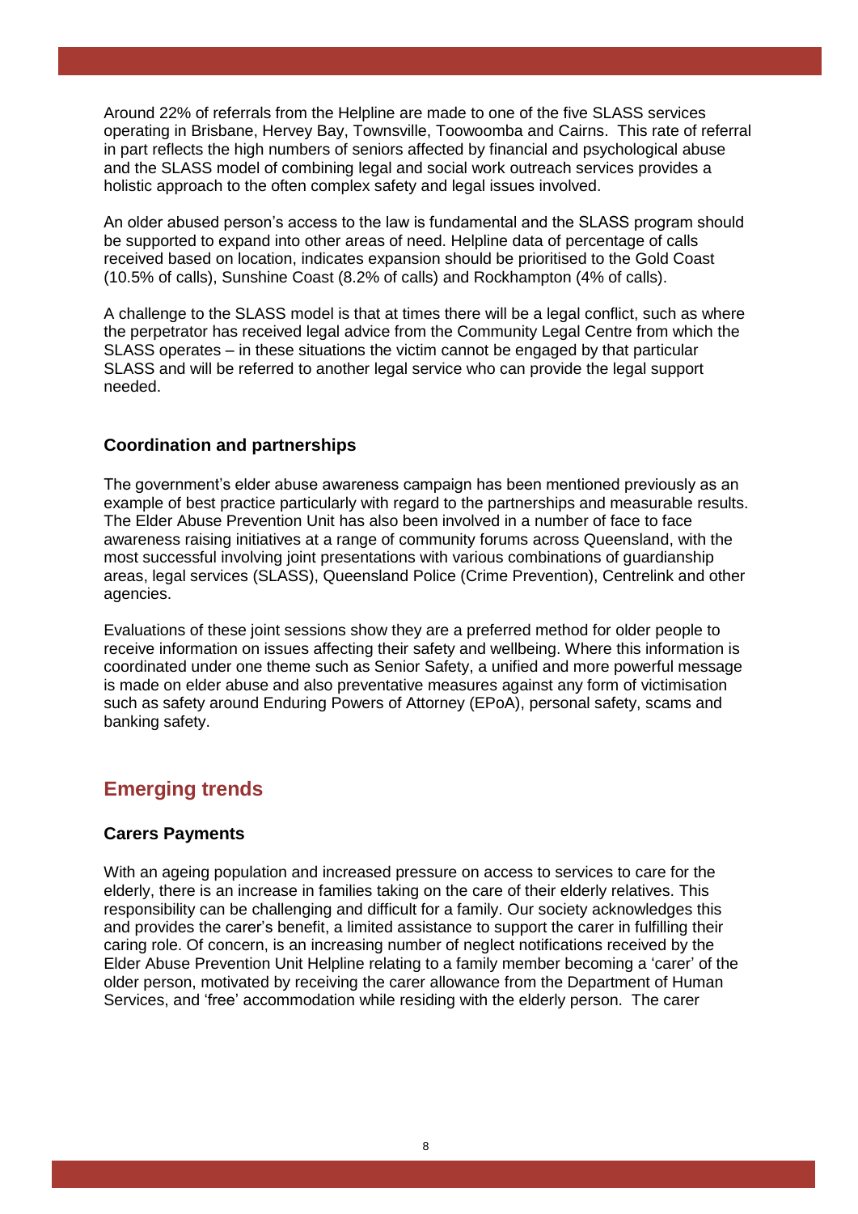Around 22% of referrals from the Helpline are made to one of the five SLASS services operating in Brisbane, Hervey Bay, Townsville, Toowoomba and Cairns. This rate of referral in part reflects the high numbers of seniors affected by financial and psychological abuse and the SLASS model of combining legal and social work outreach services provides a holistic approach to the often complex safety and legal issues involved.

An older abused person's access to the law is fundamental and the SLASS program should be supported to expand into other areas of need. Helpline data of percentage of calls received based on location, indicates expansion should be prioritised to the Gold Coast (10.5% of calls), Sunshine Coast (8.2% of calls) and Rockhampton (4% of calls).

A challenge to the SLASS model is that at times there will be a legal conflict, such as where the perpetrator has received legal advice from the Community Legal Centre from which the SLASS operates – in these situations the victim cannot be engaged by that particular SLASS and will be referred to another legal service who can provide the legal support needed.

### Coordination and partnerships

The government's elder abuse awareness campaign has been mentioned previously as an example of best practice particularly with regard to the partnerships and measurable results. The Elder Abuse Prevention Unit has also been involved in a number of face to face awareness raising initiatives at a range of community forums across Queensland, with the most successful involving joint presentations with various combinations of guardianship areas, legal services (SLASS), Queensland Police (Crime Prevention), Centrelink and other agencies.

Evaluations of these joint sessions show they are a preferred method for older people to receive information on issues affecting their safety and wellbeing. Where this information is coordinated under one theme such as Senior Safety, a unified and more powerful message is made on elder abuse and also preventative measures against any form of victimisation such as safety around Enduring Powers of Attorney (EPoA), personal safety, scams and banking safety.

## Emerging trends

### Carers Payments

With an ageing population and increased pressure on access to services to care for the elderly, there is an increase in families taking on the care of their elderly relatives. This responsibility can be challenging and difficult for a family. Our society acknowledges this and provides the carer's benefit, a limited assistance to support the carer in fulfilling their caring role. Of concern, is an increasing number of neglect notifications received by the Elder Abuse Prevention Unit Helpline relating to a family member becoming a 'carer' of the older person, motivated by receiving the carer allowance from the Department of Human Services, and 'free' accommodation while residing with the elderly person. The carer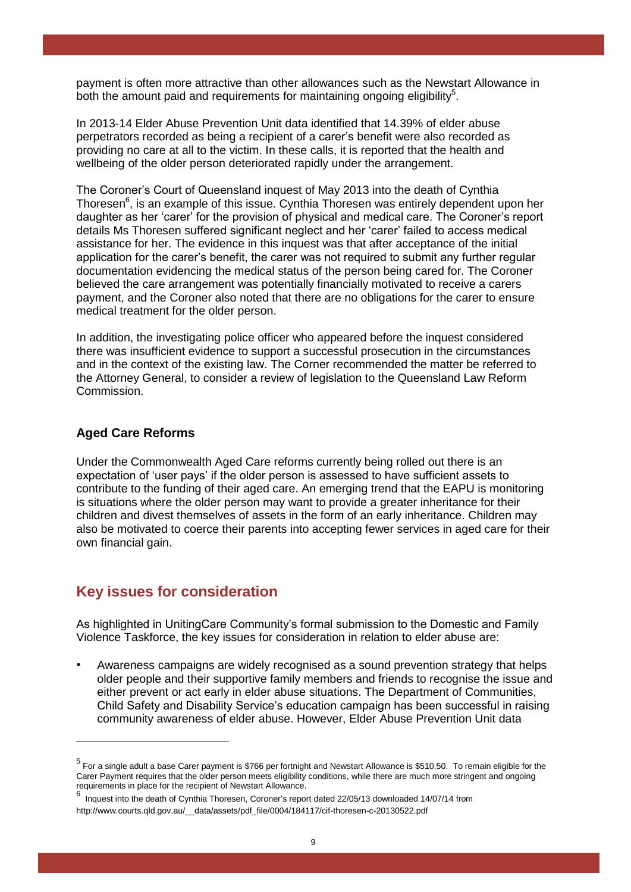payment is often more attractive than other allowances such as the Newstart Allowance in both the amount paid and requirements for maintaining ongoing eligibility[5].

In 2013-14 Elder Abuse Prevention Unit data identified that 14.39% of elder abuse perpetrators recorded as being a recipient of a carer's benefit were also recorded as providing no care at all to the victim. In these calls, it is reported that the health and wellbeing of the older person deteriorated rapidly under the arrangement.

The Coroner's Court of Queensland inquest of May 2013 into the death of Cynthia Thoresen[6], is an example of this issue. Cynthia Thoresen was entirely dependent upon her daughter as her 'carer' for the provision of physical and medical care. The Coroner's report details Ms Thoresen suffered significant neglect and her 'carer' failed to access medical assistance for her. The evidence in this inquest was that after acceptance of the initial application for the carer's benefit, the carer was not required to submit any further regular documentation evidencing the medical status of the person being cared for. The Coroner believed the care arrangement was potentially financially motivated to receive a carers payment, and the Coroner also noted that there are no obligations for the carer to ensure medical treatment for the older person.

In addition, the investigating police officer who appeared before the inquest considered there was insufficient evidence to support a successful prosecution in the circumstances and in the context of the existing law. The Corner recommended the matter be referred to the Attorney General, to consider a review of legislation to the Queensland Law Reform Commission.

### Aged Care Reforms

Under the Commonwealth Aged Care reforms currently being rolled out there is an expectation of 'user pays' if the older person is assessed to have sufficient assets to contribute to the funding of their aged care. An emerging trend that the EAPU is monitoring is situations where the older person may want to provide a greater inheritance for their children and divest themselves of assets in the form of an early inheritance. Children may also be motivated to coerce their parents into accepting fewer services in aged care for their own financial gain.

## Key issues for consideration

As highlighted in UnitingCare Community's formal submission to the Domestic and Family Violence Taskforce, the key issues for consideration in relation to elder abuse are:

- Awareness campaigns are widely recognised as a sound prevention strategy that helps older people and their supportive family members and friends to recognise the issue and either prevent or act early in elder abuse situations. The Department of Communities, Child Safety and Disability Service's education campaign has been successful in raising community awareness of elder abuse. However, Elder Abuse Prevention Unit data

---

[5] For a single adult a base Carer payment is $766 per fortnight and Newstart Allowance is $510.50. To remain eligible for the Carer Payment requires that the older person meets eligibility conditions, while there are much more stringent and ongoing requirements in place for the recipient of Newstart Allowance.

[6] Inquest into the death of Cynthia Thoresen, Coroner's report dated 22/05/13 downloaded 14/07/14 from http://www.courts.qld.gov.au/__data/assets/pdf_file/0004/184117/cif-thoresen-c-20130522.pdf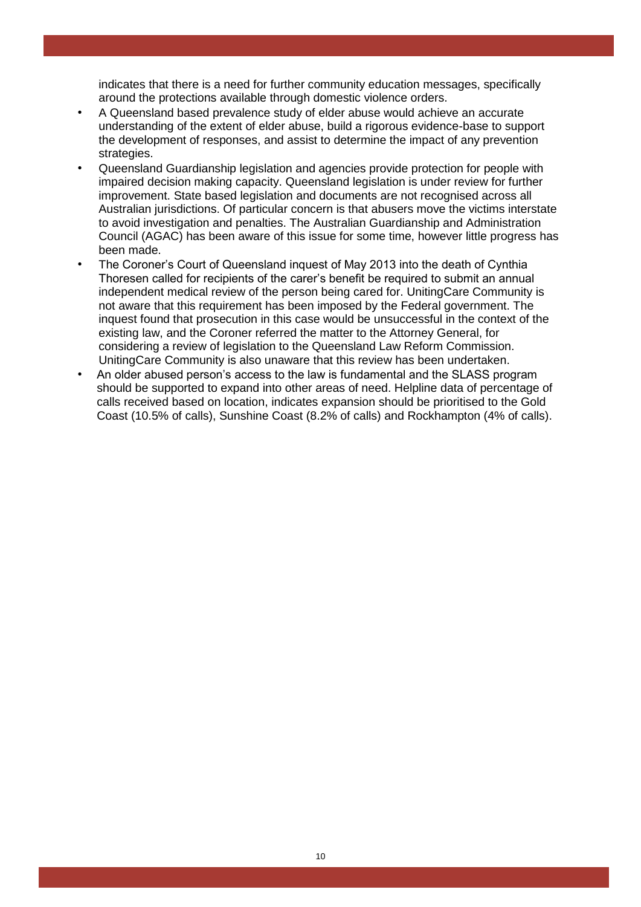indicates that there is a need for further community education messages, specifically around the protections available through domestic violence orders.

- A Queensland based prevalence study of elder abuse would achieve an accurate understanding of the extent of elder abuse, build a rigorous evidence-base to support the development of responses, and assist to determine the impact of any prevention strategies.
- Queensland Guardianship legislation and agencies provide protection for people with impaired decision making capacity. Queensland legislation is under review for further improvement. State based legislation and documents are not recognised across all Australian jurisdictions. Of particular concern is that abusers move the victims interstate to avoid investigation and penalties. The Australian Guardianship and Administration Council (AGAC) has been aware of this issue for some time, however little progress has been made.
- The Coroner's Court of Queensland inquest of May 2013 into the death of Cynthia Thoresen called for recipients of the carer's benefit be required to submit an annual independent medical review of the person being cared for. UnitingCare Community is not aware that this requirement has been imposed by the Federal government. The inquest found that prosecution in this case would be unsuccessful in the context of the existing law, and the Coroner referred the matter to the Attorney General, for considering a review of legislation to the Queensland Law Reform Commission. UnitingCare Community is also unaware that this review has been undertaken.
- An older abused person's access to the law is fundamental and the SLASS program should be supported to expand into other areas of need. Helpline data of percentage of calls received based on location, indicates expansion should be prioritised to the Gold Coast (10.5% of calls), Sunshine Coast (8.2% of calls) and Rockhampton (4% of calls).